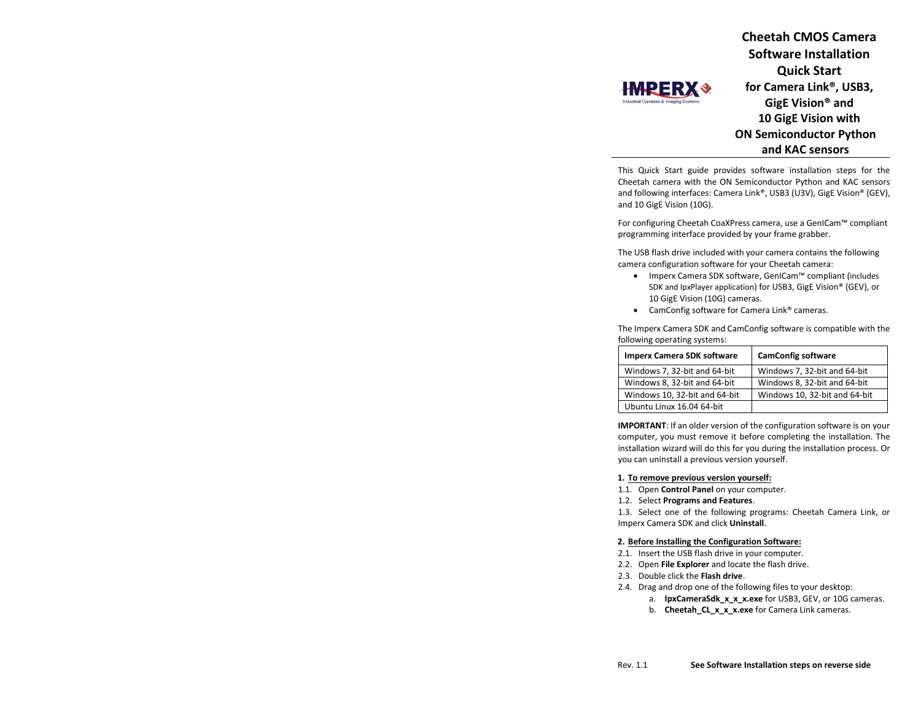# Cheetah CMOS Camera Software Installation Quick Start for Camera Link®, USB3, GigE Vision® and 10 GigE Vision with ON Semiconductor Python and KAC sensors

This Quick Start guide provides software installation steps for the Cheetah camera with the ON Semiconductor Python and KAC sensors and following interfaces: Camera Link®, USB3 (U3V), GigE Vision® (GEV), and 10 GigE Vision (10G).

For configuring Cheetah CoaXPress camera, use a GenICam™ compliant programming interface provided by your frame grabber.

The USB flash drive included with your camera contains the following camera configuration software for your Cheetah camera:

- Imperx Camera SDK software, GenICam™ compliant (includes SDK and IpxPlayer application) for USB3, GigE Vision® (GEV), or 10 GigE Vision (10G) cameras.
- CamConfig software for Camera Link® cameras.

The Imperx Camera SDK and CamConfig software is compatible with the following operating systems:

| Imperx Camera SDK software | CamConfig software |
|---|---|
| Windows 7, 32-bit and 64-bit | Windows 7, 32-bit and 64-bit |
| Windows 8, 32-bit and 64-bit | Windows 8, 32-bit and 64-bit |
| Windows 10, 32-bit and 64-bit | Windows 10, 32-bit and 64-bit |
| Ubuntu Linux 16.04 64-bit | |

**IMPORTANT**: If an older version of the configuration software is on your computer, you must remove it before completing the installation. The installation wizard will do this for you during the installation process. Or you can uninstall a previous version yourself.

**1. To remove previous version yourself:**

1.1. Open **Control Panel** on your computer.

1.2. Select **Programs and Features**.

1.3. Select one of the following programs: Cheetah Camera Link, or Imperx Camera SDK and click **Uninstall**.

**2. Before Installing the Configuration Software:**

2.1. Insert the USB flash drive in your computer.

2.2. Open **File Explorer** and locate the flash drive.

2.3. Double click the **Flash drive**.

2.4. Drag and drop one of the following files to your desktop:

a. **IpxCameraSdk_x_x_x.exe** for USB3, GEV, or 10G cameras.

b. **Cheetah_CL_x_x_x.exe** for Camera Link cameras.

Rev. 1.1 **See Software Installation steps on reverse side**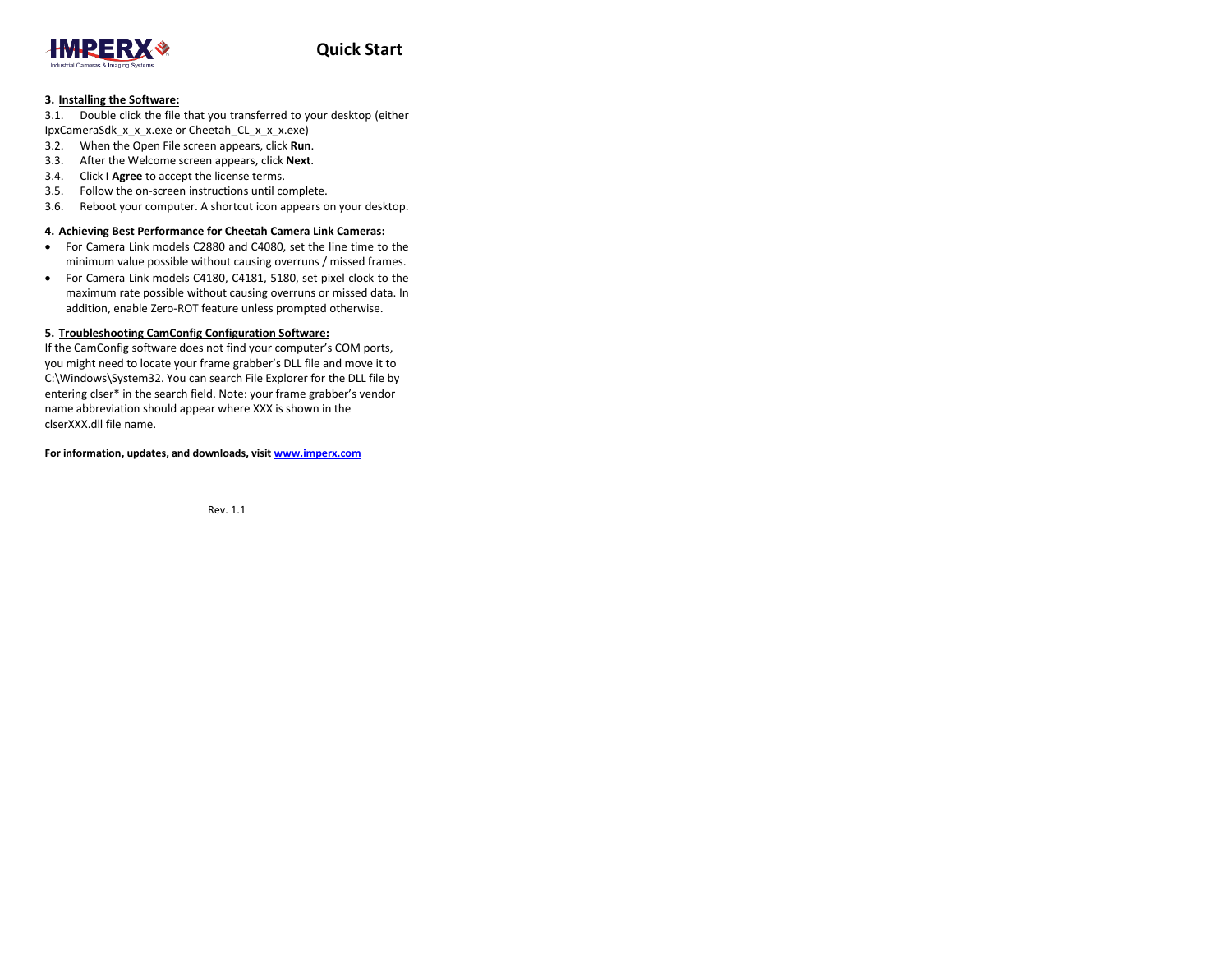### 3. Installing the Software:

3.1. Double click the file that you transferred to your desktop (either IpxCameraSdk_x_x_x.exe or Cheetah_CL_x_x_x.exe)

3.2. When the Open File screen appears, click **Run**.

3.3. After the Welcome screen appears, click **Next**.

3.4. Click **I Agree** to accept the license terms.

3.5. Follow the on-screen instructions until complete.

3.6. Reboot your computer. A shortcut icon appears on your desktop.

### 4. Achieving Best Performance for Cheetah Camera Link Cameras:

- For Camera Link models C2880 and C4080, set the line time to the minimum value possible without causing overruns / missed frames.
- For Camera Link models C4180, C4181, 5180, set pixel clock to the maximum rate possible without causing overruns or missed data. In addition, enable Zero-ROT feature unless prompted otherwise.

### 5. Troubleshooting CamConfig Configuration Software:

If the CamConfig software does not find your computer's COM ports, you might need to locate your frame grabber's DLL file and move it to C:\Windows\System32. You can search File Explorer for the DLL file by entering clser* in the search field. Note: your frame grabber's vendor name abbreviation should appear where XXX is shown in the clserXXX.dll file name.

**For information, updates, and downloads, visit [www.imperx.com](http://www.imperx.com)**

Rev. 1.1